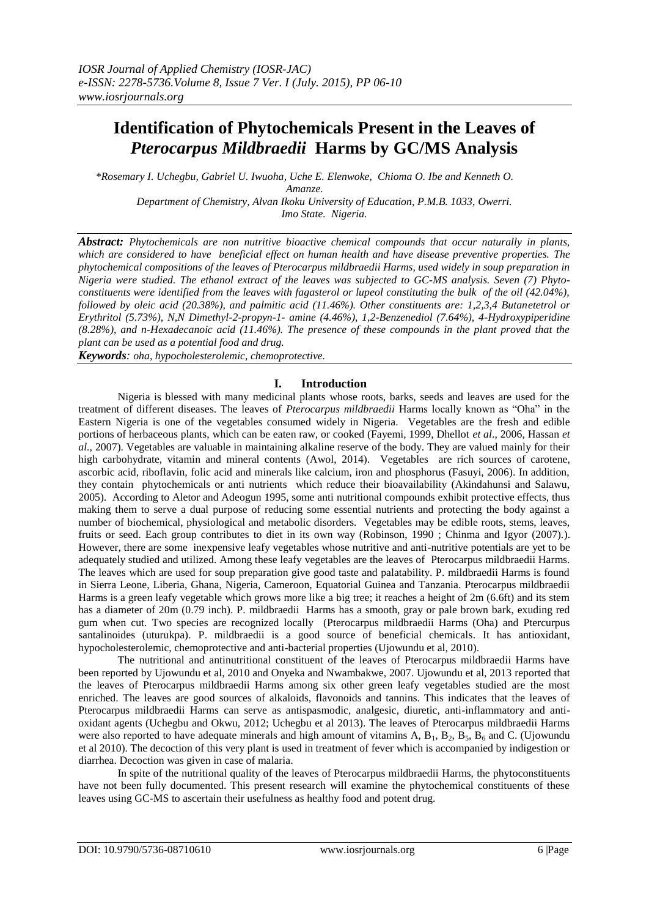# Identification of Phytochemicals Present in the Leaves of *Pterocarpus Mildbraedii* Harms by GC/MS Analysis

*\*Rosemary I. Uchegbu, Gabriel U. Iwuoha, Uche E. Elenwoke, Chioma O. Ibe and Kenneth O. Amanze.*

*Department of Chemistry, Alvan Ikoku University of Education, P.M.B. 1033, Owerri. Imo State. Nigeria.*

***Abstract:*** *Phytochemicals are non nutritive bioactive chemical compounds that occur naturally in plants, which are considered to have beneficial effect on human health and have disease preventive properties. The phytochemical compositions of the leaves of Pterocarpus mildbraedii Harms, used widely in soup preparation in Nigeria were studied. The ethanol extract of the leaves was subjected to GC-MS analysis. Seven (7) Phyto-constituents were identified from the leaves with fagasterol or lupeol constituting the bulk of the oil (42.04%), followed by oleic acid (20.38%), and palmitic acid (11.46%). Other constituents are: 1,2,3,4 Butanetetrol or Erythritol (5.73%), N,N Dimethyl-2-propyn-1- amine (4.46%), 1,2-Benzenediol (7.64%), 4-Hydroxypiperidine (8.28%), and n-Hexadecanoic acid (11.46%). The presence of these compounds in the plant proved that the plant can be used as a potential food and drug.*

***Keywords****: oha, hypocholesterolemic, chemoprotective.*

## I. Introduction

Nigeria is blessed with many medicinal plants whose roots, barks, seeds and leaves are used for the treatment of different diseases. The leaves of *Pterocarpus mildbraedii* Harms locally known as "Oha" in the Eastern Nigeria is one of the vegetables consumed widely in Nigeria. Vegetables are the fresh and edible portions of herbaceous plants, which can be eaten raw, or cooked (Fayemi, 1999, Dhellot *et al*., 2006, Hassan *et al.,* 2007). Vegetables are valuable in maintaining alkaline reserve of the body. They are valued mainly for their high carbohydrate, vitamin and mineral contents (Awol, 2014). Vegetables are rich sources of carotene, ascorbic acid, riboflavin, folic acid and minerals like calcium, iron and phosphorus (Fasuyi, 2006). In addition, they contain phytochemicals or anti nutrients which reduce their bioavailability (Akindahunsi and Salawu, 2005). According to Aletor and Adeogun 1995, some anti nutritional compounds exhibit protective effects, thus making them to serve a dual purpose of reducing some essential nutrients and protecting the body against a number of biochemical, physiological and metabolic disorders. Vegetables may be edible roots, stems, leaves, fruits or seed. Each group contributes to diet in its own way (Robinson, 1990 ; Chinma and Igyor (2007).). However, there are some inexpensive leafy vegetables whose nutritive and anti-nutritive potentials are yet to be adequately studied and utilized. Among these leafy vegetables are the leaves of Pterocarpus mildbraedii Harms. The leaves which are used for soup preparation give good taste and palatability. P. mildbraedii Harms is found in Sierra Leone, Liberia, Ghana, Nigeria, Cameroon, Equatorial Guinea and Tanzania. Pterocarpus mildbraedii Harms is a green leafy vegetable which grows more like a big tree; it reaches a height of 2m (6.6ft) and its stem has a diameter of 20m (0.79 inch). P. mildbraedii Harms has a smooth, gray or pale brown bark, exuding red gum when cut. Two species are recognized locally (Pterocarpus mildbraedii Harms (Oha) and Ptercurpus santalinoides (uturukpa). P. mildbraedii is a good source of beneficial chemicals. It has antioxidant, hypocholesterolemic, chemoprotective and anti-bacterial properties (Ujowundu et al, 2010).

The nutritional and antinutritional constituent of the leaves of Pterocarpus mildbraedii Harms have been reported by Ujowundu et al, 2010 and Onyeka and Nwambakwe, 2007. Ujowundu et al, 2013 reported that the leaves of Pterocarpus mildbraedii Harms among six other green leafy vegetables studied are the most enriched. The leaves are good sources of alkaloids, flavonoids and tannins. This indicates that the leaves of Pterocarpus mildbraedii Harms can serve as antispasmodic, analgesic, diuretic, anti-inflammatory and anti-oxidant agents (Uchegbu and Okwu, 2012; Uchegbu et al 2013). The leaves of Pterocarpus mildbraedii Harms were also reported to have adequate minerals and high amount of vitamins A, $B_1$, $B_2$, $B_5$, $B_6$ and C. (Ujowundu et al 2010). The decoction of this very plant is used in treatment of fever which is accompanied by indigestion or diarrhea. Decoction was given in case of malaria.

In spite of the nutritional quality of the leaves of Pterocarpus mildbraedii Harms, the phytoconstituents have not been fully documented. This present research will examine the phytochemical constituents of these leaves using GC-MS to ascertain their usefulness as healthy food and potent drug.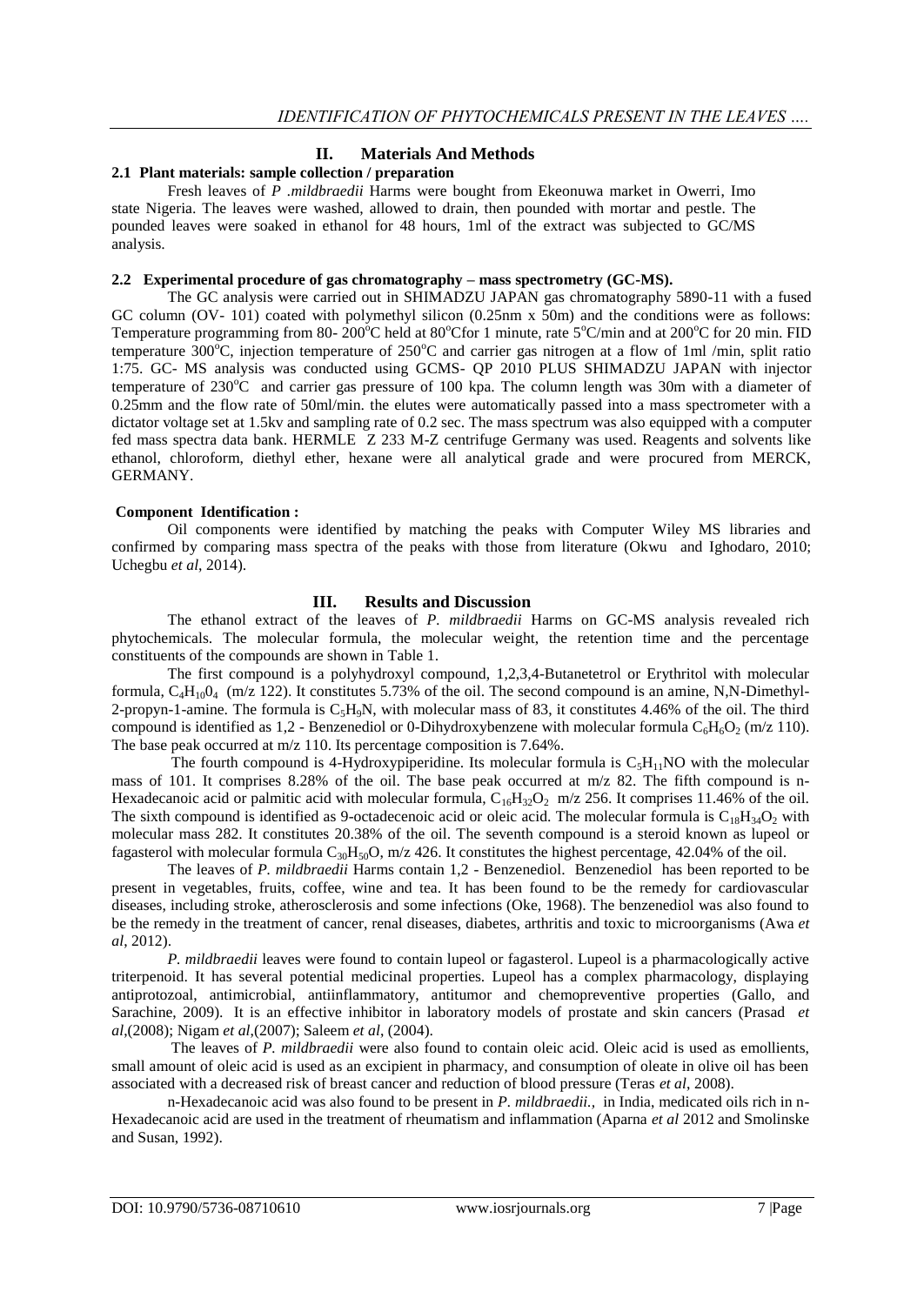## II. Materials And Methods

### 2.1 Plant materials: sample collection / preparation

Fresh leaves of *P .mildbraedii* Harms were bought from Ekeonuwa market in Owerri, Imo state Nigeria. The leaves were washed, allowed to drain, then pounded with mortar and pestle. The pounded leaves were soaked in ethanol for 48 hours, 1ml of the extract was subjected to GC/MS analysis.

### 2.2 Experimental procedure of gas chromatography – mass spectrometry (GC-MS).

The GC analysis were carried out in SHIMADZU JAPAN gas chromatography 5890-11 with a fused GC column (OV- 101) coated with polymethyl silicon (0.25nm x 50m) and the conditions were as follows: Temperature programming from 80- 200°C held at 80°Cfor 1 minute, rate 5°C/min and at 200°C for 20 min. FID temperature 300°C, injection temperature of 250°C and carrier gas nitrogen at a flow of 1ml /min, split ratio 1:75. GC- MS analysis was conducted using GCMS- QP 2010 PLUS SHIMADZU JAPAN with injector temperature of 230°C and carrier gas pressure of 100 kpa. The column length was 30m with a diameter of 0.25mm and the flow rate of 50ml/min. the elutes were automatically passed into a mass spectrometer with a dictator voltage set at 1.5kv and sampling rate of 0.2 sec. The mass spectrum was also equipped with a computer fed mass spectra data bank. HERMLE Z 233 M-Z centrifuge Germany was used. Reagents and solvents like ethanol, chloroform, diethyl ether, hexane were all analytical grade and were procured from MERCK, GERMANY.

**Component Identification :**

Oil components were identified by matching the peaks with Computer Wiley MS libraries and confirmed by comparing mass spectra of the peaks with those from literature (Okwu and Ighodaro, 2010; Uchegbu *et al*, 2014).

## III. Results and Discussion

The ethanol extract of the leaves of *P. mildbraedii* Harms on GC-MS analysis revealed rich phytochemicals. The molecular formula, the molecular weight, the retention time and the percentage constituents of the compounds are shown in Table 1.

The first compound is a polyhydroxyl compound, 1,2,3,4-Butanetetrol or Erythritol with molecular formula, $C_4H_{10}O_4$ (m/z 122). It constitutes 5.73% of the oil. The second compound is an amine, N,N-Dimethyl-2-propyn-1-amine. The formula is $C_5H_9N$, with molecular mass of 83, it constitutes 4.46% of the oil. The third compound is identified as 1,2 - Benzenediol or 0-Dihydroxybenzene with molecular formula $C_6H_6O_2$ (m/z 110). The base peak occurred at m/z 110. Its percentage composition is 7.64%.

The fourth compound is 4-Hydroxypiperidine. Its molecular formula is $C_5H_{11}NO$ with the molecular mass of 101. It comprises 8.28% of the oil. The base peak occurred at m/z 82. The fifth compound is n-Hexadecanoic acid or palmitic acid with molecular formula, $C_{16}H_{32}O_2$ m/z 256. It comprises 11.46% of the oil. The sixth compound is identified as 9-octadecenoic acid or oleic acid. The molecular formula is $C_{18}H_{34}O_2$ with molecular mass 282. It constitutes 20.38% of the oil. The seventh compound is a steroid known as lupeol or fagasterol with molecular formula $C_{30}H_{50}O$, m/z 426. It constitutes the highest percentage, 42.04% of the oil.

The leaves of *P. mildbraedii* Harms contain 1,2 - Benzenediol. Benzenediol has been reported to be present in vegetables, fruits, coffee, wine and tea. It has been found to be the remedy for cardiovascular diseases, including stroke, atherosclerosis and some infections (Oke, 1968). The benzenediol was also found to be the remedy in the treatment of cancer, renal diseases, diabetes, arthritis and toxic to microorganisms (Awa *et al*, 2012).

*P. mildbraedii* leaves were found to contain lupeol or fagasterol. Lupeol is a pharmacologically active triterpenoid. It has several potential medicinal properties. Lupeol has a complex pharmacology, displaying antiprotozoal, antimicrobial, antiinflammatory, antitumor and chemopreventive properties (Gallo, and Sarachine, 2009). It is an effective inhibitor in laboratory models of prostate and skin cancers (Prasad *et al*,(2008); Nigam *et al*,(2007); Saleem *et al*, (2004).

The leaves of *P. mildbraedii* were also found to contain oleic acid. Oleic acid is used as emollients, small amount of oleic acid is used as an excipient in pharmacy, and consumption of oleate in olive oil has been associated with a decreased risk of breast cancer and reduction of blood pressure (Teras *et al*, 2008).

n-Hexadecanoic acid was also found to be present in *P. mildbraedii.*, in India, medicated oils rich in n-Hexadecanoic acid are used in the treatment of rheumatism and inflammation (Aparna *et al* 2012 and Smolinske and Susan, 1992).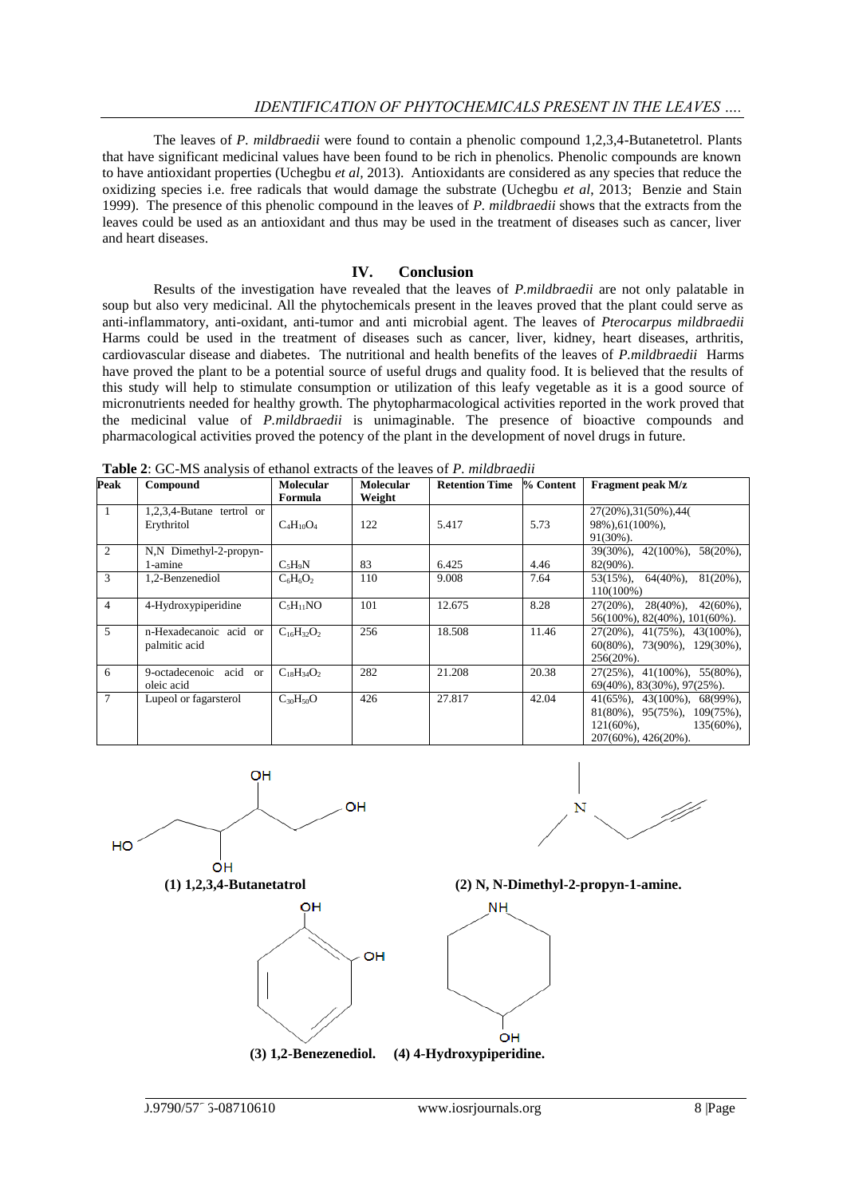The leaves of *P. mildbraedii* were found to contain a phenolic compound 1,2,3,4-Butanetetrol. Plants that have significant medicinal values have been found to be rich in phenolics. Phenolic compounds are known to have antioxidant properties (Uchegbu *et al*, 2013). Antioxidants are considered as any species that reduce the oxidizing species i.e. free radicals that would damage the substrate (Uchegbu *et al*, 2013; Benzie and Stain 1999). The presence of this phenolic compound in the leaves of *P. mildbraedii* shows that the extracts from the leaves could be used as an antioxidant and thus may be used in the treatment of diseases such as cancer, liver and heart diseases.

## IV. Conclusion

Results of the investigation have revealed that the leaves of *P.mildbraedii* are not only palatable in soup but also very medicinal. All the phytochemicals present in the leaves proved that the plant could serve as anti-inflammatory, anti-oxidant, anti-tumor and anti microbial agent. The leaves of *Pterocarpus mildbraedii* Harms could be used in the treatment of diseases such as cancer, liver, kidney, heart diseases, arthritis, cardiovascular disease and diabetes. The nutritional and health benefits of the leaves of *P.mildbraedii* Harms have proved the plant to be a potential source of useful drugs and quality food. It is believed that the results of this study will help to stimulate consumption or utilization of this leafy vegetable as it is a good source of micronutrients needed for healthy growth. The phytopharmacological activities reported in the work proved that the medicinal value of *P.mildbraedii* is unimaginable. The presence of bioactive compounds and pharmacological activities proved the potency of the plant in the development of novel drugs in future.

**Table 2**: GC-MS analysis of ethanol extracts of the leaves of *P. mildbraedii*

| Peak | Compound | Molecular Formula | Molecular Weight | Retention Time | % Content | Fragment peak M/z |
|---|---|---|---|---|---|---|
| 1 | 1,2,3,4-Butane tertrol or Erythritol | $C_4H_{10}O_4$ | 122 | 5.417 | 5.73 | 27(20%),31(50%),44(98%),61(100%), 91(30%). |
| 2 | N,N Dimethyl-2-propyn-1-amine | $C_5H_9N$ | 83 | 6.425 | 4.46 | 39(30%), 42(100%), 58(20%), 82(90%). |
| 3 | 1,2-Benzenediol | $C_6H_6O_2$ | 110 | 9.008 | 7.64 | 53(15%), 64(40%), 81(20%), 110(100%) |
| 4 | 4-Hydroxypiperidine | $C_5H_{11}NO$ | 101 | 12.675 | 8.28 | 27(20%), 28(40%), 42(60%), 56(100%), 82(40%), 101(60%). |
| 5 | n-Hexadecanoic acid or palmitic acid | $C_{16}H_{32}O_2$ | 256 | 18.508 | 11.46 | 27(20%), 41(75%), 43(100%), 60(80%), 73(90%), 129(30%), 256(20%). |
| 6 | 9-octadecenoic acid or oleic acid | $C_{18}H_{34}O_2$ | 282 | 21.208 | 20.38 | 27(25%), 41(100%), 55(80%), 69(40%), 83(30%), 97(25%). |
| 7 | Lupeol or fagarsterol | $C_{30}H_{50}O$ | 426 | 27.817 | 42.04 | 41(65%), 43(100%), 68(99%), 81(80%), 95(75%), 109(75%), 121(60%), 135(60%), 207(60%), 426(20%). |

**(1) 1,2,3,4-Butanetatrol** **(2) N, N-Dimethyl-2-propyn-1-amine.**

**(3) 1,2-Benezenediol.** **(4) 4-Hydroxypiperidine.**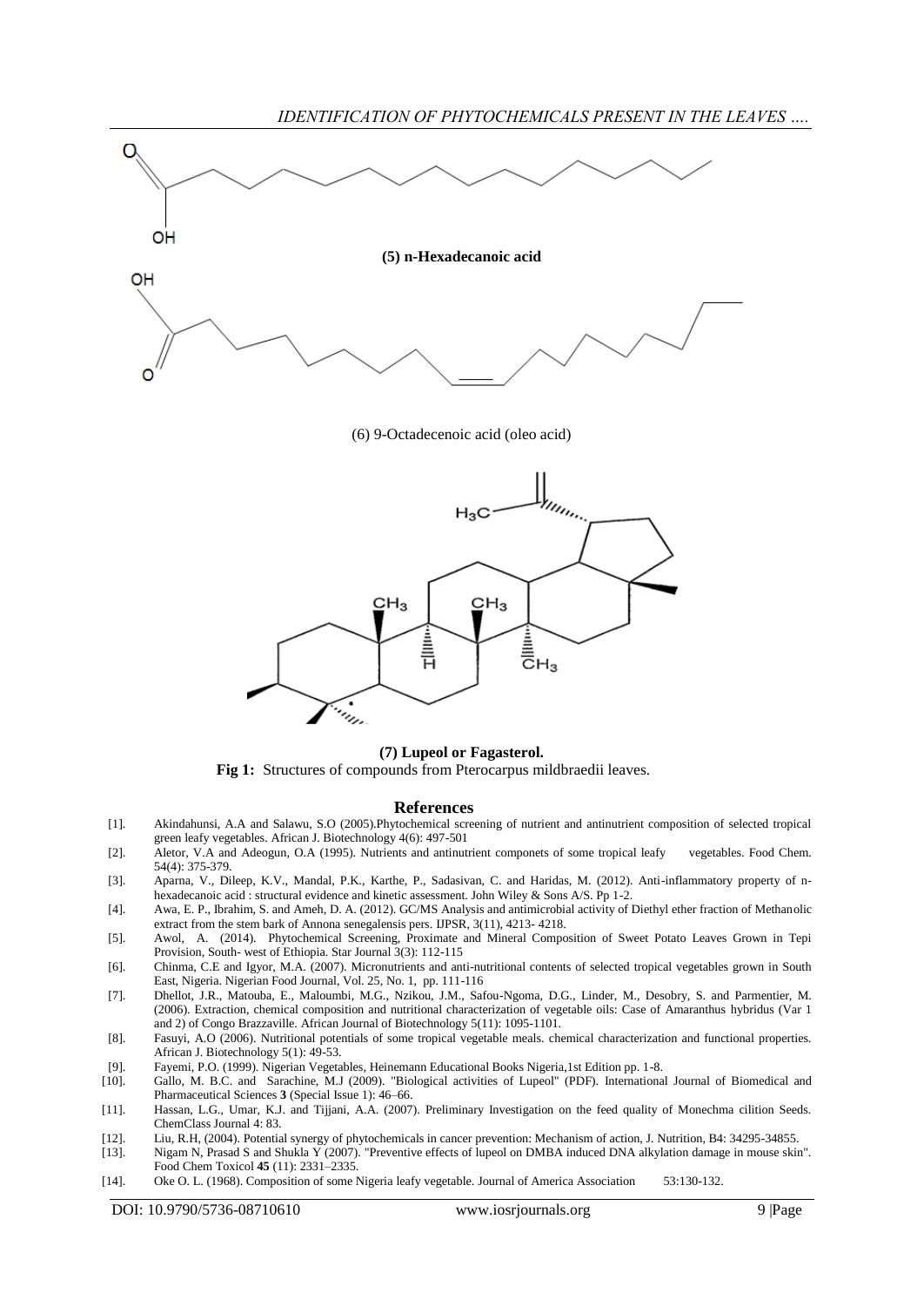(5) n-Hexadecanoic acid

(6) 9-Octadecenoic acid (oleo acid)

(7) Lupeol or Fagasterol.

**Fig 1:** Structures of compounds from Pterocarpus mildbraedii leaves.

## References

[1]. Akindahunsi, A.A and Salawu, S.O (2005).Phytochemical screening of nutrient and antinutrient composition of selected tropical green leafy vegetables. African J. Biotechnology 4(6): 497-501

[2]. Aletor, V.A and Adeogun, O.A (1995). Nutrients and antinutrient componets of some tropical leafy vegetables. Food Chem. 54(4): 375-379.

[3]. Aparna, V., Dileep, K.V., Mandal, P.K., Karthe, P., Sadasivan, C. and Haridas, M. (2012). Anti-inflammatory property of n-hexadecanoic acid : structural evidence and kinetic assessment. John Wiley & Sons A/S. Pp 1-2.

[4]. Awa, E. P., Ibrahim, S. and Ameh, D. A. (2012). GC/MS Analysis and antimicrobial activity of Diethyl ether fraction of Methanolic extract from the stem bark of Annona senegalensis pers. IJPSR, 3(11), 4213- 4218.

[5]. Awol, A. (2014). Phytochemical Screening, Proximate and Mineral Composition of Sweet Potato Leaves Grown in Tepi Provision, South- west of Ethiopia. Star Journal 3(3): 112-115

[6]. Chinma, C.E and Igyor, M.A. (2007). Micronutrients and anti-nutritional contents of selected tropical vegetables grown in South East, Nigeria. Nigerian Food Journal, Vol. 25, No. 1, pp. 111-116

[7]. Dhellot, J.R., Matouba, E., Maloumbi, M.G., Nzikou, J.M., Safou-Ngoma, D.G., Linder, M., Desobry, S. and Parmentier, M. (2006). Extraction, chemical composition and nutritional characterization of vegetable oils: Case of Amaranthus hybridus (Var 1 and 2) of Congo Brazzaville. African Journal of Biotechnology 5(11): 1095-1101.

[8]. Fasuyi, A.O (2006). Nutritional potentials of some tropical vegetable meals. chemical characterization and functional properties. African J. Biotechnology 5(1): 49-53.

[9]. Fayemi, P.O. (1999). Nigerian Vegetables, Heinemann Educational Books Nigeria,1st Edition pp. 1-8.

[10]. Gallo, M. B.C. and Sarachine, M.J (2009). "Biological activities of Lupeol" (PDF). International Journal of Biomedical and Pharmaceutical Sciences **3** (Special Issue 1): 46–66.

[11]. Hassan, L.G., Umar, K.J. and Tijjani, A.A. (2007). Preliminary Investigation on the feed quality of Monechma cilition Seeds. ChemClass Journal 4: 83.

[12]. Liu, R.H, (2004). Potential synergy of phytochemicals in cancer prevention: Mechanism of action, J. Nutrition, B4: 34295-34855.

[13]. Nigam N, Prasad S and Shukla Y (2007). "Preventive effects of lupeol on DMBA induced DNA alkylation damage in mouse skin". Food Chem Toxicol **45** (11): 2331–2335.

[14]. Oke O. L. (1968). Composition of some Nigeria leafy vegetable. Journal of America Association 53:130-132.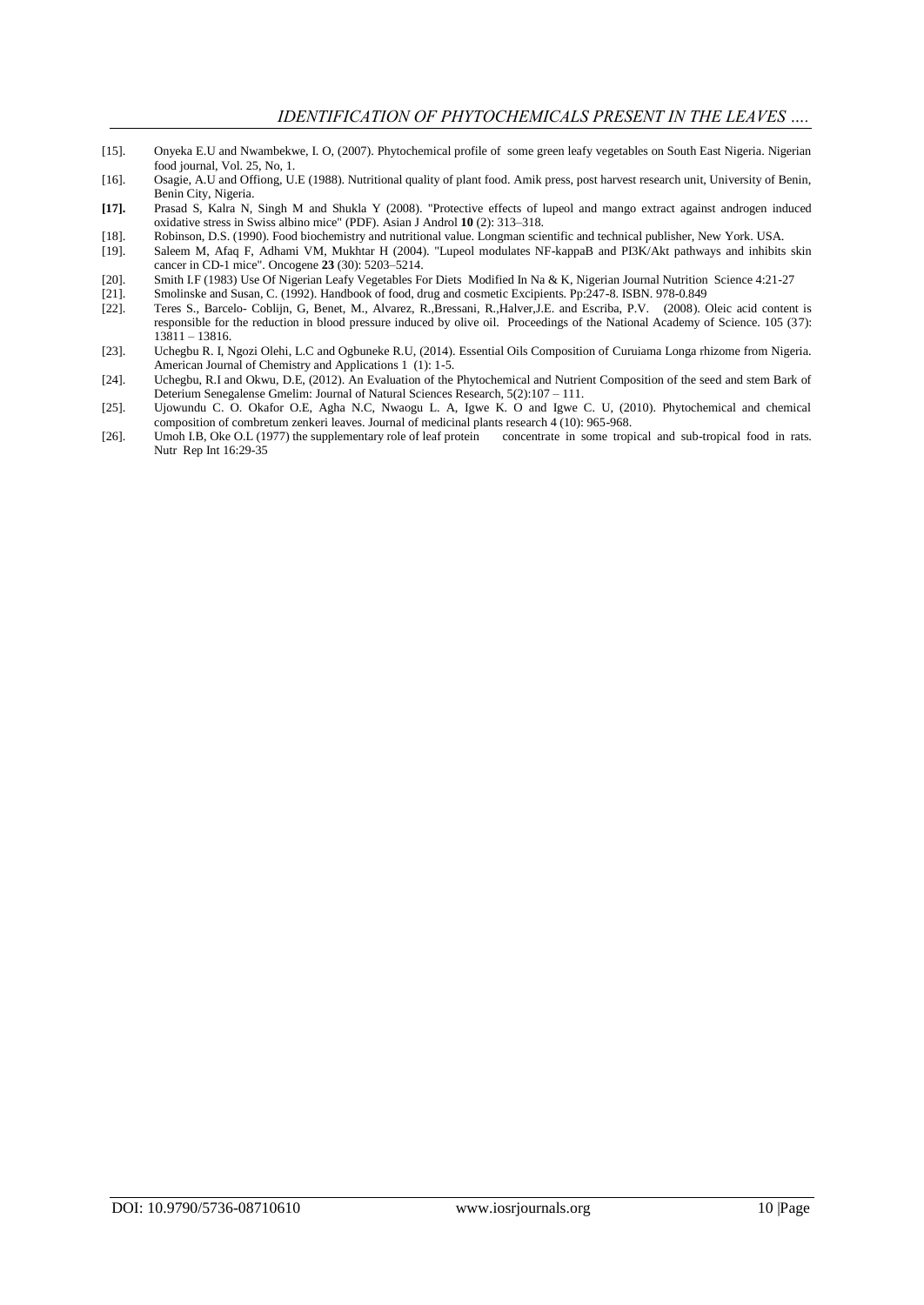[15]. Onyeka E.U and Nwambekwe, I. O, (2007). Phytochemical profile of some green leafy vegetables on South East Nigeria. Nigerian food journal, Vol. 25, No, 1.

[16]. Osagie, A.U and Offiong, U.E (1988). Nutritional quality of plant food. Amik press, post harvest research unit, University of Benin, Benin City, Nigeria.

**[17].** Prasad S, Kalra N, Singh M and Shukla Y (2008). "Protective effects of lupeol and mango extract against androgen induced oxidative stress in Swiss albino mice" (PDF). Asian J Androl **10** (2): 313–318.

[18]. Robinson, D.S. (1990). Food biochemistry and nutritional value. Longman scientific and technical publisher, New York. USA.

[19]. Saleem M, Afaq F, Adhami VM, Mukhtar H (2004). "Lupeol modulates NF-kappaB and PI3K/Akt pathways and inhibits skin cancer in CD-1 mice". Oncogene **23** (30): 5203–5214.

[20]. Smith I.F (1983) Use Of Nigerian Leafy Vegetables For Diets Modified In Na & K, Nigerian Journal Nutrition Science 4:21-27

[21]. Smolinske and Susan, C. (1992). Handbook of food, drug and cosmetic Excipients. Pp:247-8. ISBN. 978-0.849

[22]. Teres S., Barcelo- Coblijn, G, Benet, M., Alvarez, R.,Bressani, R.,Halver,J.E. and Escriba, P.V. (2008). Oleic acid content is responsible for the reduction in blood pressure induced by olive oil. Proceedings of the National Academy of Science. 105 (37): 13811 – 13816.

[23]. Uchegbu R. I, Ngozi Olehi, L.C and Ogbuneke R.U, (2014). Essential Oils Composition of Curuiama Longa rhizome from Nigeria. American Journal of Chemistry and Applications 1 (1): 1-5.

[24]. Uchegbu, R.I and Okwu, D.E, (2012). An Evaluation of the Phytochemical and Nutrient Composition of the seed and stem Bark of Deterium Senegalense Gmelim: Journal of Natural Sciences Research, 5(2):107 – 111.

[25]. Ujowundu C. O. Okafor O.E, Agha N.C, Nwaogu L. A, Igwe K. O and Igwe C. U, (2010). Phytochemical and chemical composition of combretum zenkeri leaves. Journal of medicinal plants research 4 (10): 965-968.

[26]. Umoh I.B, Oke O.L (1977) the supplementary role of leaf protein concentrate in some tropical and sub-tropical food in rats. Nutr Rep Int 16:29-35